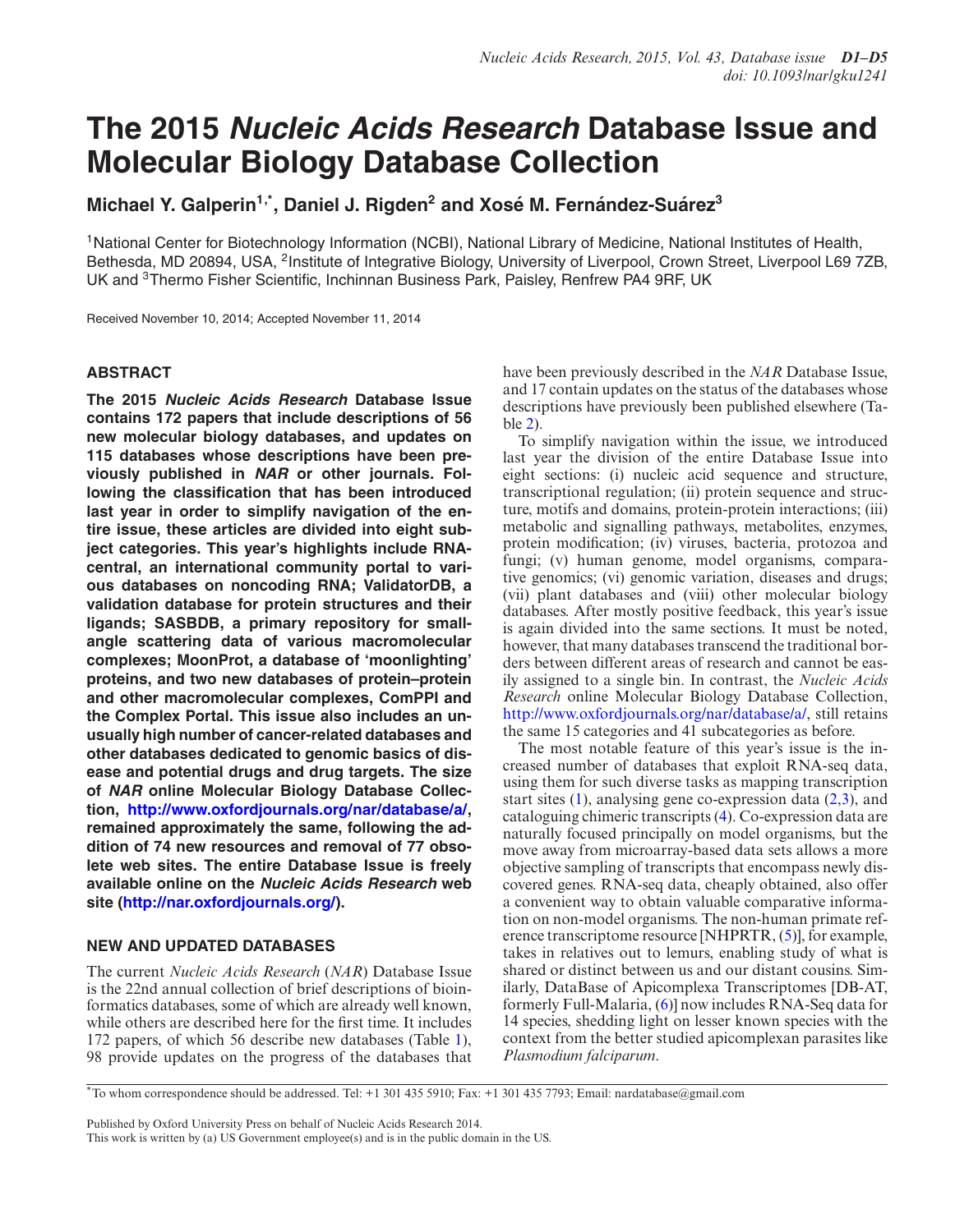# The 2015 *Nucleic Acids Research* Database Issue and Molecular Biology Database Collection

**Michael Y. Galperin[1,*], Daniel J. Rigden[2] and Xosé M. Fernández-Suárez[3]**

[1]National Center for Biotechnology Information (NCBI), National Library of Medicine, National Institutes of Health, Bethesda, MD 20894, USA, [2]Institute of Integrative Biology, University of Liverpool, Crown Street, Liverpool L69 7ZB, UK and [3]Thermo Fisher Scientific, Inchinnan Business Park, Paisley, Renfrew PA4 9RF, UK

Received November 10, 2014; Accepted November 11, 2014

## ABSTRACT

**The 2015 *Nucleic Acids Research* Database Issue contains 172 papers that include descriptions of 56 new molecular biology databases, and updates on 115 databases whose descriptions have been previously published in *NAR* or other journals. Following the classification that has been introduced last year in order to simplify navigation of the entire issue, these articles are divided into eight subject categories. This year's highlights include RNAcentral, an international community portal to various databases on noncoding RNA; ValidatorDB, a validation database for protein structures and their ligands; SASBDB, a primary repository for small-angle scattering data of various macromolecular complexes; MoonProt, a database of 'moonlighting' proteins, and two new databases of protein–protein and other macromolecular complexes, ComPPI and the Complex Portal. This issue also includes an unusually high number of cancer-related databases and other databases dedicated to genomic basics of disease and potential drugs and drug targets. The size of *NAR* online Molecular Biology Database Collection, http://www.oxfordjournals.org/nar/database/a/, remained approximately the same, following the addition of 74 new resources and removal of 77 obsolete web sites. The entire Database Issue is freely available online on the *Nucleic Acids Research* web site (http://nar.oxfordjournals.org/).**

## NEW AND UPDATED DATABASES

The current *Nucleic Acids Research* (*NAR*) Database Issue is the 22nd annual collection of brief descriptions of bioinformatics databases, some of which are already well known, while others are described here for the first time. It includes 172 papers, of which 56 describe new databases (Table 1), 98 provide updates on the progress of the databases that have been previously described in the *NAR* Database Issue, and 17 contain updates on the status of the databases whose descriptions have previously been published elsewhere (Table 2).

To simplify navigation within the issue, we introduced last year the division of the entire Database Issue into eight sections: (i) nucleic acid sequence and structure, transcriptional regulation; (ii) protein sequence and structure, motifs and domains, protein-protein interactions; (iii) metabolic and signalling pathways, metabolites, enzymes, protein modification; (iv) viruses, bacteria, protozoa and fungi; (v) human genome, model organisms, comparative genomics; (vi) genomic variation, diseases and drugs; (vii) plant databases and (viii) other molecular biology databases. After mostly positive feedback, this year's issue is again divided into the same sections. It must be noted, however, that many databases transcend the traditional borders between different areas of research and cannot be easily assigned to a single bin. In contrast, the *Nucleic Acids Research* online Molecular Biology Database Collection, http://www.oxfordjournals.org/nar/database/a/, still retains the same 15 categories and 41 subcategories as before.

The most notable feature of this year's issue is the increased number of databases that exploit RNA-seq data, using them for such diverse tasks as mapping transcription start sites (1), analysing gene co-expression data (2,3), and cataloguing chimeric transcripts (4). Co-expression data are naturally focused principally on model organisms, but the move away from microarray-based data sets allows a more objective sampling of transcripts that encompass newly discovered genes. RNA-seq data, cheaply obtained, also offer a convenient way to obtain valuable comparative information on non-model organisms. The non-human primate reference transcriptome resource [NHPRTR, (5)], for example, takes in relatives out to lemurs, enabling study of what is shared or distinct between us and our distant cousins. Similarly, DataBase of Apicomplexa Transcriptomes [DB-AT, formerly Full-Malaria, (6)] now includes RNA-Seq data for 14 species, shedding light on lesser known species with the context from the better studied apicomplexan parasites like *Plasmodium falciparum*.

*To whom correspondence should be addressed. Tel: +1 301 435 5910; Fax: +1 301 435 7793; Email: nardatabase@gmail.com

Published by Oxford University Press on behalf of Nucleic Acids Research 2014.
This work is written by (a) US Government employee(s) and is in the public domain in the US.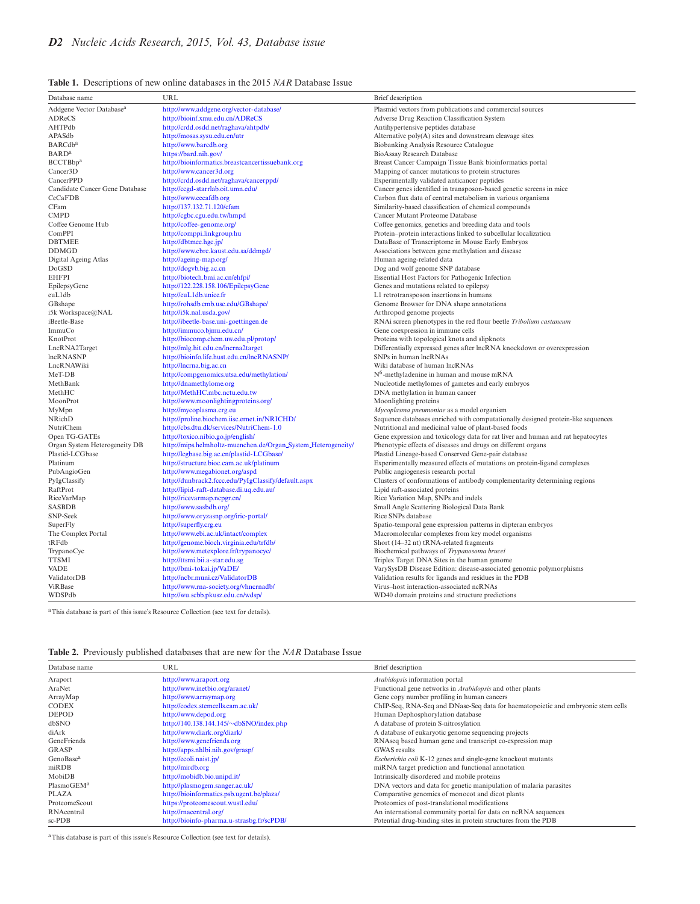**Table 1.** Descriptions of new online databases in the 2015 *NAR* Database Issue

| Database name | URL | Brief description |
| --- | --- | --- |
| Addgene Vector Database[a] | http://www.addgene.org/vector-database/ | Plasmid vectors from publications and commercial sources |
| ADReCS | http://bioinf.xmu.edu.cn/ADReCS | Adverse Drug Reaction Classification System |
| AHTPdb | http://crdd.osdd.net/raghava/ahtpdb/ | Antihypertensive peptides database |
| APASdb | http://mosas.sysu.edu.cn/utr | Alternative poly(A) sites and downstream cleavage sites |
| BARCdb[a] | http://www.barcdb.org | Biobanking Analysis Resource Catalogue |
| BARD[a] | https://bard.nih.gov/ | BioAssay Research Database |
| BCCTBbp[a] | http://bioinformatics.breastcancertissuebank.org | Breast Cancer Campaign Tissue Bank bioinformatics portal |
| Cancer3D | http://www.cancer3d.org | Mapping of cancer mutations to protein structures |
| CancerPPD | http://crdd.osdd.net/raghava/cancerppd/ | Experimentally validated anticancer peptides |
| Candidate Cancer Gene Database | http://ccgd-starrlab.oit.umn.edu/ | Cancer genes identified in transposon-based genetic screens in mice |
| CeCaFDB | http://www.cecafdb.org | Carbon flux data of central metabolism in various organisms |
| CFam | http://137.132.71.120/cfam | Similarity-based classification of chemical compounds |
| CMPD | http://cgbc.cgu.edu.tw/hmpd | Cancer Mutant Proteome Database |
| Coffee Genome Hub | http://coffee-genome.org/ | Coffee genomics, genetics and breeding data and tools |
| ComPPI | http://comppi.linkgroup.hu | Protein–protein interactions linked to subcellular localization |
| DBTMEE | http://dbtmee.hgc.jp/ | DataBase of Transcriptome in Mouse Early Embryos |
| DDMGD | http://www.cbrc.kaust.edu.sa/ddmgd/ | Associations between gene methylation and disease |
| Digital Ageing Atlas | http://ageing-map.org/ | Human ageing-related data |
| DoGSD | http://dogvb.big.ac.cn | Dog and wolf genome SNP database |
| EHFPI | http://biotech.bmi.ac.cn/ehfpi/ | Essential Host Factors for Pathogenic Infection |
| EpilepsyGene | http://122.228.158.106/EpilepsyGene | Genes and mutations related to epilepsy |
| euL1db | http://euL1db.unice.fr | L1 retrotransposon insertions in humans |
| GBshape | http://rohsdb.cmb.usc.edu/GBshape/ | Genome Browser for DNA shape annotations |
| i5k Workspace@NAL | http://i5k.nal.usda.gov/ | Arthropod genome projects |
| iBeetle-Base | http://ibeetle-base.uni-goettingen.de | RNAi screen phenotypes in the red flour beetle *Tribolium castaneum* |
| ImmuCo | http://immuco.bjmu.edu.cn/ | Gene coexpression in immune cells |
| KnotProt | http://biocomp.chem.uw.edu.pl/protop/ | Proteins with topological knots and slipknots |
| LncRNA2Target | http://mlg.hit.edu.cn/lncrna2target | Differentially expressed genes after lncRNA knockdown or overexpression |
| lncRNASNP | http://bioinfo.life.hust.edu.cn/lncRNASNP/ | SNPs in human lncRNAs |
| LncRNAWiki | http://lncrna.big.ac.cn | Wiki database of human lncRNAs |
| MeT-DB | http://compgenomics.utsa.edu/methylation/ | $N^6$-methyladenine in human and mouse mRNA |
| MethBank | http://dnamethylome.org | Nucleotide methylomes of gametes and early embryos |
| MethHC | http://MethHC.mbc.nctu.edu.tw | DNA methylation in human cancer |
| MoonProt | http://www.moonlightingproteins.org/ | Moonlighting proteins |
| MyMpn | http://mycoplasma.crg.eu | *Mycoplasma pneumoniae* as a model organism |
| NRichD | http://proline.biochem.iisc.ernet.in/NRICHD/ | Sequence databases enriched with computationally designed protein-like sequences |
| NutriChem | http://cbs.dtu.dk/services/NutriChem-1.0 | Nutritional and medicinal value of plant-based foods |
| Open TG-GATEs | http://toxico.nibio.go.jp/english/ | Gene expression and toxicology data for rat liver and human and rat hepatocytes |
| Organ System Heterogeneity DB | http://mips.helmholtz-muenchen.de/Organ_System_Heterogeneity/ | Phenotypic effects of diseases and drugs on different organs |
| Plastid-LCGbase | http://lcgbase.big.ac.cn/plastid-LCGbase/ | Plastid Lineage-based Conserved Gene-pair database |
| Platinum | http://structure.bioc.cam.ac.uk/platinum | Experimentally measured effects of mutations on protein-ligand complexes |
| PubAngioGen | http://www.megabionet.org/aspd | Public angiogenesis research portal |
| PyIgClassify | http://dunbrack2.fccc.edu/PyIgClassify/default.aspx | Clusters of conformations of antibody complementarity determining regions |
| RaftProt | http://lipid-raft-database.di.uq.edu.au/ | Lipid raft-associated proteins |
| RiceVarMap | http://ricevarmap.ncpgr.cn/ | Rice Variation Map, SNPs and indels |
| SASBDB | http://www.sasbdb.org/ | Small Angle Scattering Biological Data Bank |
| SNP-Seek | http://www.oryzasnp.org/iric-portal/ | Rice SNPs database |
| SuperFly | http://superfly.crg.eu | Spatio-temporal gene expression patterns in dipteran embryos |
| The Complex Portal | http://www.ebi.ac.uk/intact/complex | Macromolecular complexes from key model organisms |
| tRFdb | http://genome.bioch.virginia.edu/trfdb/ | Short (14–32 nt) tRNA-related fragments |
| TrypanoCyc | http://www.metexplore.fr/trypanocyc/ | Biochemical pathways of *Trypanosoma brucei* |
| TTSMI | http://ttsmi.bii.a-star.edu.sg | Triplex Target DNA Sites in the human genome |
| VADE | http://bmi-tokai.jp/VaDE/ | VarySysDB Disease Edition: disease-associated genomic polymorphisms |
| ValidatorDB | http://ncbr.muni.cz/ValidatorDB | Validation results for ligands and residues in the PDB |
| ViRBase | http://www.rna-society.org/vhncrnadb/ | Virus–host interaction-associated ncRNAs |
| WDSPdb | http://wu.scbb.pkusz.edu.cn/wdsp/ | WD40 domain proteins and structure predictions |

[a]This database is part of this issue's Resource Collection (see text for details).

**Table 2.** Previously published databases that are new for the *NAR* Database Issue

| Database name | URL | Brief description |
| --- | --- | --- |
| Araport | http://www.araport.org | *Arabidopsis* information portal |
| AraNet | http://www.inetbio.org/aranet/ | Functional gene networks in *Arabidopsis* and other plants |
| ArrayMap | http://www.arraymap.org | Gene copy number profiling in human cancers |
| CODEX | http://codex.stemcells.cam.ac.uk/ | ChIP-Seq, RNA-Seq and DNase-Seq data for haematopoietic and embryonic stem cells |
| DEPOD | http://www.depod.org | Human Dephosphorylation Database |
| dbSNO | http://140.138.144.145/~dbSNO/index.php | A database of protein S-nitrosylation |
| diArk | http://www.diark.org/diark/ | A database of eukaryotic genome sequencing projects |
| GeneFriends | http://www.genefriends.org | RNAseq based human gene and transcript co-expression map |
| GRASP | http://apps.nhlbi.nih.gov/grasp/ | GWAS results |
| GenoBase[a] | http://ecoli.naist.jp/ | *Escherichia coli* K-12 genes and single-gene knockout mutants |
| miRDB | http://mirdb.org | miRNA target prediction and functional annotation |
| MobiDB | http://mobidb.bio.unipd.it/ | Intrinsically disordered and mobile proteins |
| PlasmoGEM[a] | http://plasmogem.sanger.ac.uk/ | DNA vectors and data for genetic manipulation of malaria parasites |
| PLAZA | http://bioinformatics.psb.ugent.be/plaza/ | Comparative genomics of monocot and dicot plants |
| ProteomeScout | https://proteomescout.wustl.edu/ | Proteomics of post-translational modifications |
| RNAcentral | http://rnacentral.org/ | An international community portal for data on ncRNA sequences |
| sc-PDB | http://bioinfo-pharma.u-strasbg.fr/scPDB/ | Potential drug-binding sites in protein structures from the PDB |

[a]This database is part of this issue's Resource Collection (see text for details).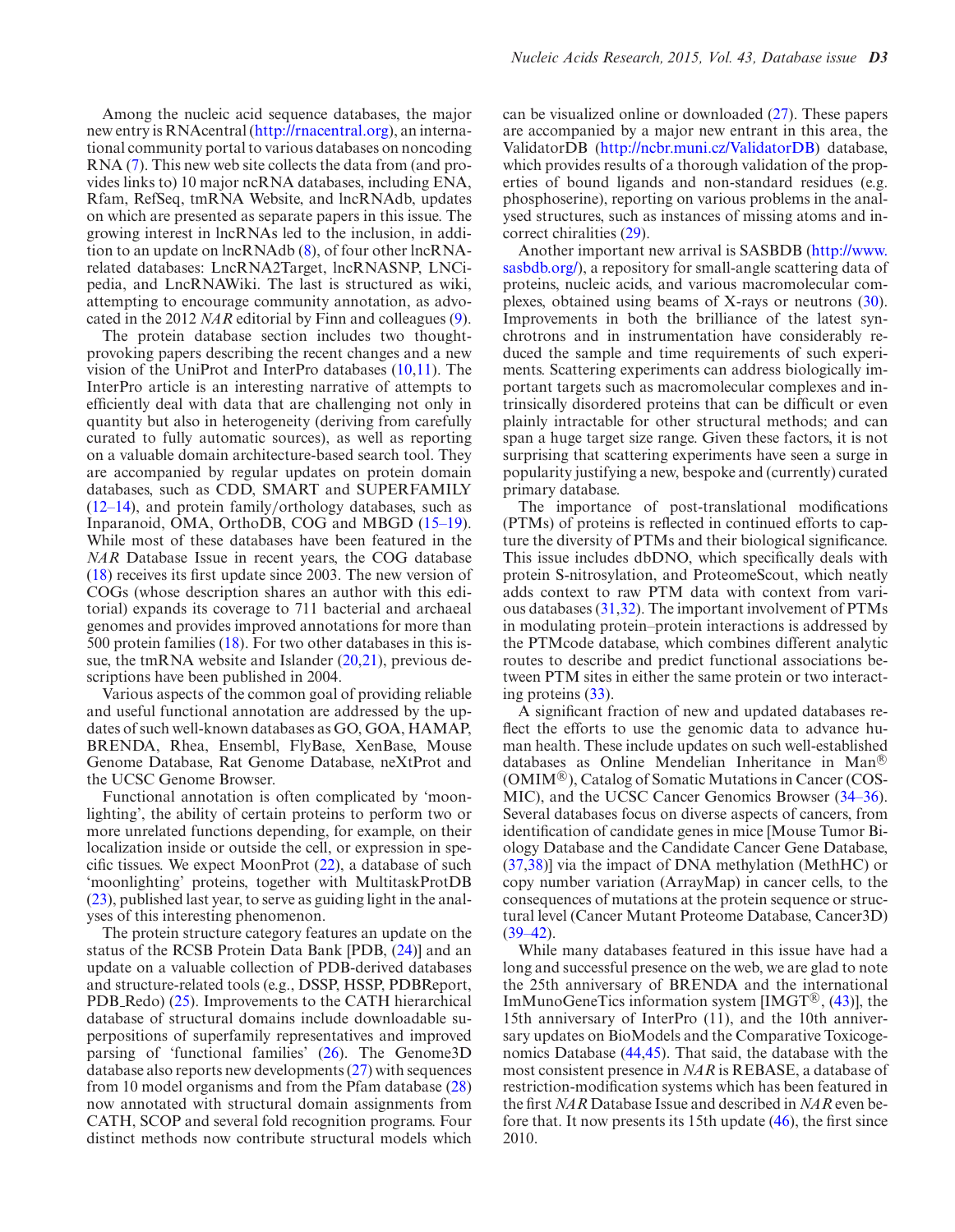Among the nucleic acid sequence databases, the major new entry is RNAcentral (http://rnacentral.org), an international community portal to various databases on noncoding RNA (7). This new web site collects the data from (and provides links to) 10 major ncRNA databases, including ENA, Rfam, RefSeq, tmRNA Website, and lncRNAdb, updates on which are presented as separate papers in this issue. The growing interest in lncRNAs led to the inclusion, in addition to an update on lncRNAdb (8), of four other lncRNA-related databases: LncRNA2Target, lncRNASNP, LNCipedia, and LncRNAWiki. The last is structured as wiki, attempting to encourage community annotation, as advocated in the 2012 *NAR* editorial by Finn and colleagues (9).

The protein database section includes two thought-provoking papers describing the recent changes and a new vision of the UniProt and InterPro databases (10,11). The InterPro article is an interesting narrative of attempts to efficiently deal with data that are challenging not only in quantity but also in heterogeneity (deriving from carefully curated to fully automatic sources), as well as reporting on a valuable domain architecture-based search tool. They are accompanied by regular updates on protein domain databases, such as CDD, SMART and SUPERFAMILY (12–14), and protein family/orthology databases, such as Inparanoid, OMA, OrthoDB, COG and MBGD (15–19). While most of these databases have been featured in the *NAR* Database Issue in recent years, the COG database (18) receives its first update since 2003. The new version of COGs (whose description shares an author with this editorial) expands its coverage to 711 bacterial and archaeal genomes and provides improved annotations for more than 500 protein families (18). For two other databases in this issue, the tmRNA website and Islander (20,21), previous descriptions have been published in 2004.

Various aspects of the common goal of providing reliable and useful functional annotation are addressed by the updates of such well-known databases as GO, GOA, HAMAP, BRENDA, Rhea, Ensembl, FlyBase, XenBase, Mouse Genome Database, Rat Genome Database, neXtProt and the UCSC Genome Browser.

Functional annotation is often complicated by 'moonlighting', the ability of certain proteins to perform two or more unrelated functions depending, for example, on their localization inside or outside the cell, or expression in specific tissues. We expect MoonProt (22), a database of such 'moonlighting' proteins, together with MultitaskProtDB (23), published last year, to serve as guiding light in the analyses of this interesting phenomenon.

The protein structure category features an update on the status of the RCSB Protein Data Bank [PDB, (24)] and an update on a valuable collection of PDB-derived databases and structure-related tools (e.g., DSSP, HSSP, PDBReport, PDB_Redo) (25). Improvements to the CATH hierarchical database of structural domains include downloadable superpositions of superfamily representatives and improved parsing of 'functional families' (26). The Genome3D database also reports new developments (27) with sequences from 10 model organisms and from the Pfam database (28) now annotated with structural domain assignments from CATH, SCOP and several fold recognition programs. Four distinct methods now contribute structural models which can be visualized online or downloaded (27). These papers are accompanied by a major new entrant in this area, the ValidatorDB (http://ncbr.muni.cz/ValidatorDB) database, which provides results of a thorough validation of the properties of bound ligands and non-standard residues (e.g. phosphoserine), reporting on various problems in the analysed structures, such as instances of missing atoms and incorrect chiralities (29).

Another important new arrival is SASBDB (http://www.sasbdb.org/), a repository for small-angle scattering data of proteins, nucleic acids, and various macromolecular complexes, obtained using beams of X-rays or neutrons (30). Improvements in both the brilliance of the latest synchrotrons and in instrumentation have considerably reduced the sample and time requirements of such experiments. Scattering experiments can address biologically important targets such as macromolecular complexes and intrinsically disordered proteins that can be difficult or even plainly intractable for other structural methods; and can span a huge target size range. Given these factors, it is not surprising that scattering experiments have seen a surge in popularity justifying a new, bespoke and (currently) curated primary database.

The importance of post-translational modifications (PTMs) of proteins is reflected in continued efforts to capture the diversity of PTMs and their biological significance. This issue includes dbDNO, which specifically deals with protein S-nitrosylation, and ProteomeScout, which neatly adds context to raw PTM data with context from various databases (31,32). The important involvement of PTMs in modulating protein–protein interactions is addressed by the PTMcode database, which combines different analytic routes to describe and predict functional associations between PTM sites in either the same protein or two interacting proteins (33).

A significant fraction of new and updated databases reflect the efforts to use the genomic data to advance human health. These include updates on such well-established databases as Online Mendelian Inheritance in Man® (OMIM®), Catalog of Somatic Mutations in Cancer (COSMIC), and the UCSC Cancer Genomics Browser (34–36). Several databases focus on diverse aspects of cancers, from identification of candidate genes in mice [Mouse Tumor Biology Database and the Candidate Cancer Gene Database, (37,38)] via the impact of DNA methylation (MethHC) or copy number variation (ArrayMap) in cancer cells, to the consequences of mutations at the protein sequence or structural level (Cancer Mutant Proteome Database, Cancer3D) (39–42).

While many databases featured in this issue have had a long and successful presence on the web, we are glad to note the 25th anniversary of BRENDA and the international ImMunoGeneTics information system [IMGT®, (43)], the 15th anniversary of InterPro (11), and the 10th anniversary updates on BioModels and the Comparative Toxicogenomics Database (44,45). That said, the database with the most consistent presence in *NAR* is REBASE, a database of restriction-modification systems which has been featured in the first *NAR* Database Issue and described in *NAR* even before that. It now presents its 15th update (46), the first since 2010.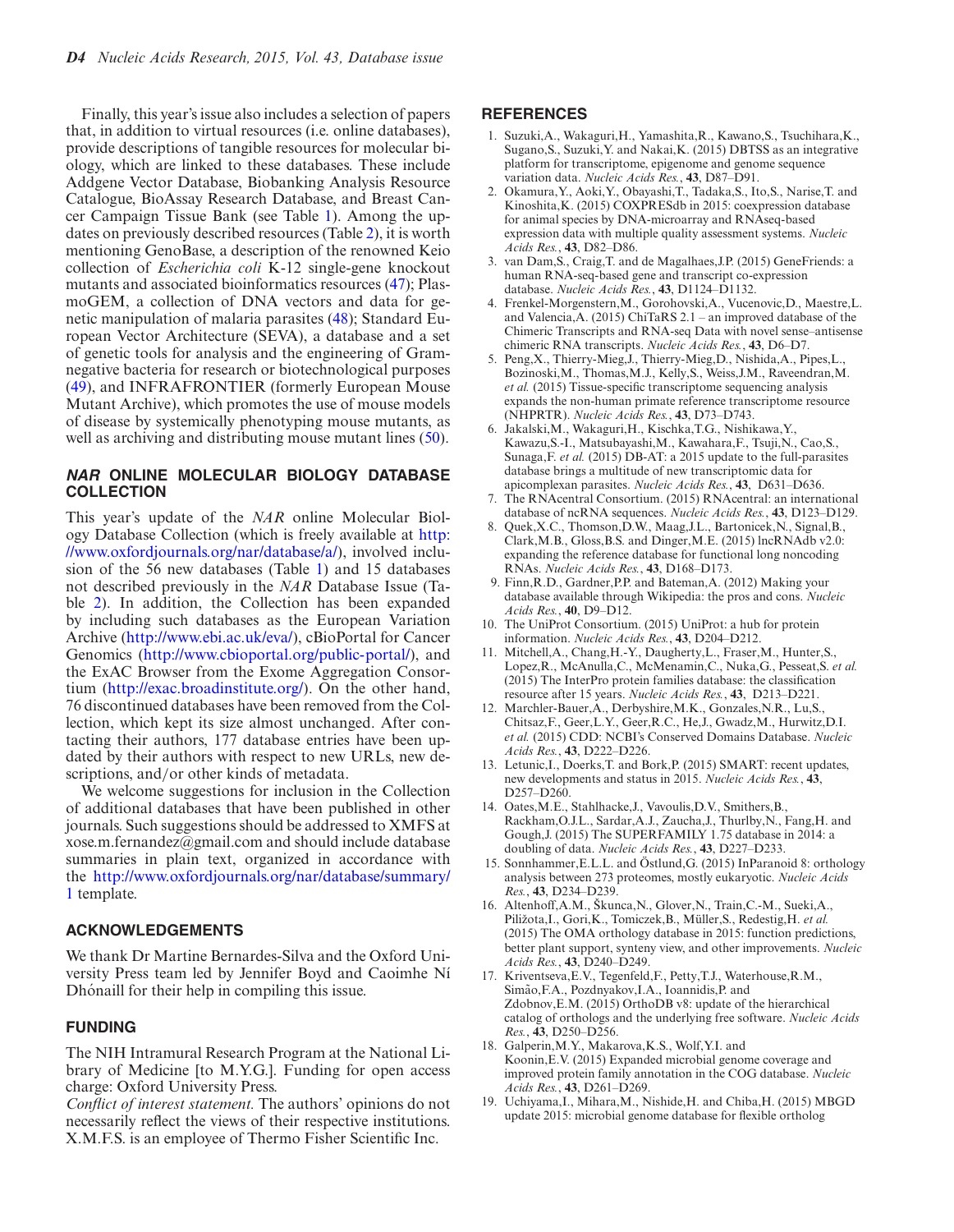Finally, this year's issue also includes a selection of papers that, in addition to virtual resources (i.e. online databases), provide descriptions of tangible resources for molecular biology, which are linked to these databases. These include Addgene Vector Database, Biobanking Analysis Resource Catalogue, BioAssay Research Database, and Breast Cancer Campaign Tissue Bank (see Table 1). Among the updates on previously described resources (Table 2), it is worth mentioning GenoBase, a description of the renowned Keio collection of *Escherichia coli* K-12 single-gene knockout mutants and associated bioinformatics resources (47); PlasmoGEM, a collection of DNA vectors and data for genetic manipulation of malaria parasites (48); Standard European Vector Architecture (SEVA), a database and a set of genetic tools for analysis and the engineering of Gram-negative bacteria for research or biotechnological purposes (49), and INFRAFRONTIER (formerly European Mouse Mutant Archive), which promotes the use of mouse models of disease by systemically phenotyping mouse mutants, as well as archiving and distributing mouse mutant lines (50).

## *NAR* ONLINE MOLECULAR BIOLOGY DATABASE COLLECTION

This year's update of the *NAR* online Molecular Biology Database Collection (which is freely available at http://www.oxfordjournals.org/nar/database/a/), involved inclusion of the 56 new databases (Table 1) and 15 databases not described previously in the *NAR* Database Issue (Table 2). In addition, the Collection has been expanded by including such databases as the European Variation Archive (http://www.ebi.ac.uk/eva/), cBioPortal for Cancer Genomics (http://www.cbioportal.org/public-portal/), and the ExAC Browser from the Exome Aggregation Consortium (http://exac.broadinstitute.org/). On the other hand, 76 discontinued databases have been removed from the Collection, which kept its size almost unchanged. After contacting their authors, 177 database entries have been updated by their authors with respect to new URLs, new descriptions, and/or other kinds of metadata.

We welcome suggestions for inclusion in the Collection of additional databases that have been published in other journals. Such suggestions should be addressed to XMFS at xose.m.fernandez@gmail.com and should include database summaries in plain text, organized in accordance with the http://www.oxfordjournals.org/nar/database/summary/1 template.

## ACKNOWLEDGEMENTS

We thank Dr Martine Bernardes-Silva and the Oxford University Press team led by Jennifer Boyd and Caoimhe Ní Dhónaill for their help in compiling this issue.

## FUNDING

The NIH Intramural Research Program at the National Library of Medicine [to M.Y.G.]. Funding for open access charge: Oxford University Press.

*Conflict of interest statement.* The authors' opinions do not necessarily reflect the views of their respective institutions. X.M.F.S. is an employee of Thermo Fisher Scientific Inc.

## REFERENCES

1. Suzuki,A., Wakaguri,H., Yamashita,R., Kawano,S., Tsuchihara,K., Sugano,S., Suzuki,Y. and Nakai,K. (2015) DBTSS as an integrative platform for transcriptome, epigenome and genome sequence variation data. *Nucleic Acids Res.*, **43**, D87–D91.
2. Okamura,Y., Aoki,Y., Obayashi,T., Tadaka,S., Ito,S., Narise,T. and Kinoshita,K. (2015) COXPRESdb in 2015: coexpression database for animal species by DNA-microarray and RNAseq-based expression data with multiple quality assessment systems. *Nucleic Acids Res.*, **43**, D82–D86.
3. van Dam,S., Craig,T. and de Magalhaes,J.P. (2015) GeneFriends: a human RNA-seq-based gene and transcript co-expression database. *Nucleic Acids Res.*, **43**, D1124–D1132.
4. Frenkel-Morgenstern,M., Gorohovski,A., Vucenovic,D., Maestre,L. and Valencia,A. (2015) ChiTaRS 2.1 – an improved database of the Chimeric Transcripts and RNA-seq Data with novel sense–antisense chimeric RNA transcripts. *Nucleic Acids Res.*, **43**, D6–D7.
5. Peng,X., Thierry-Mieg,J., Thierry-Mieg,D., Nishida,A., Pipes,L., Bozinoski,M., Thomas,M.J., Kelly,S., Weiss,J.M., Raveendran,M. *et al.* (2015) Tissue-specific transcriptome sequencing analysis expands the non-human primate reference transcriptome resource (NHPRTR). *Nucleic Acids Res.*, **43**, D73–D743.
6. Jakalski,M., Wakaguri,H., Kischka,T.G., Nishikawa,Y., Kawazu,S.-I., Matsubayashi,M., Kawahara,F., Tsuji,N., Cao,S., Sunaga,F. *et al.* (2015) DB-AT: a 2015 update to the full-parasites database brings a multitude of new transcriptomic data for apicomplexan parasites. *Nucleic Acids Res.*, **43**, D631–D636.
7. The RNAcentral Consortium. (2015) RNAcentral: an international database of ncRNA sequences. *Nucleic Acids Res.*, **43**, D123–D129.
8. Quek,X.C., Thomson,D.W., Maag,J.L., Bartonicek,N., Signal,B., Clark,M.B., Gloss,B.S. and Dinger,M.E. (2015) lncRNAdb v2.0: expanding the reference database for functional long noncoding RNAs. *Nucleic Acids Res.*, **43**, D168–D173.
9. Finn,R.D., Gardner,P.P. and Bateman,A. (2012) Making your database available through Wikipedia: the pros and cons. *Nucleic Acids Res.*, **40**, D9–D12.
10. The UniProt Consortium. (2015) UniProt: a hub for protein information. *Nucleic Acids Res.*, **43**, D204–D212.
11. Mitchell,A., Chang,H.-Y., Daugherty,L., Fraser,M., Hunter,S., Lopez,R., McAnulla,C., McMenamin,C., Nuka,G., Pesseat,S. *et al.* (2015) The InterPro protein families database: the classification resource after 15 years. *Nucleic Acids Res.*, **43**, D213–D221.
12. Marchler-Bauer,A., Derbyshire,M.K., Gonzales,N.R., Lu,S., Chitsaz,F., Geer,L.Y., Geer,R.C., He,J., Gwadz,M., Hurwitz,D.I. *et al.* (2015) CDD: NCBI's Conserved Domains Database. *Nucleic Acids Res.*, **43**, D222–D226.
13. Letunic,I., Doerks,T. and Bork,P. (2015) SMART: recent updates, new developments and status in 2015. *Nucleic Acids Res.*, **43**, D257–D260.
14. Oates,M.E., Stahlhacke,J., Vavoulis,D.V., Smithers,B., Rackham,O.J.L., Sardar,A.J., Zaucha,J., Thurlby,N., Fang,H. and Gough,J. (2015) The SUPERFAMILY 1.75 database in 2014: a doubling of data. *Nucleic Acids Res.*, **43**, D227–D233.
15. Sonnhammer,E.L.L. and Östlund,G. (2015) InParanoid 8: orthology analysis between 273 proteomes, mostly eukaryotic. *Nucleic Acids Res.*, **43**, D234–D239.
16. Altenhoff,A.M., Škunca,N., Glover,N., Train,C.-M., Sueki,A., Piližota,I., Gori,K., Tomiczek,B., Müller,S., Redestig,H. *et al.* (2015) The OMA orthology database in 2015: function predictions, better plant support, synteny view, and other improvements. *Nucleic Acids Res.*, **43**, D240–D249.
17. Kriventseva,E.V., Tegenfeld,F., Petty,T.J., Waterhouse,R.M., Simão,F.A., Pozdnyakov,I.A., Ioannidis,P. and Zdobnov,E.M. (2015) OrthoDB v8: update of the hierarchical catalog of orthologs and the underlying free software. *Nucleic Acids Res.*, **43**, D250–D256.
18. Galperin,M.Y., Makarova,K.S., Wolf,Y.I. and Koonin,E.V. (2015) Expanded microbial genome coverage and improved protein family annotation in the COG database. *Nucleic Acids Res.*, **43**, D261–D269.
19. Uchiyama,I., Mihara,M., Nishide,H. and Chiba,H. (2015) MBGD update 2015: microbial genome database for flexible ortholog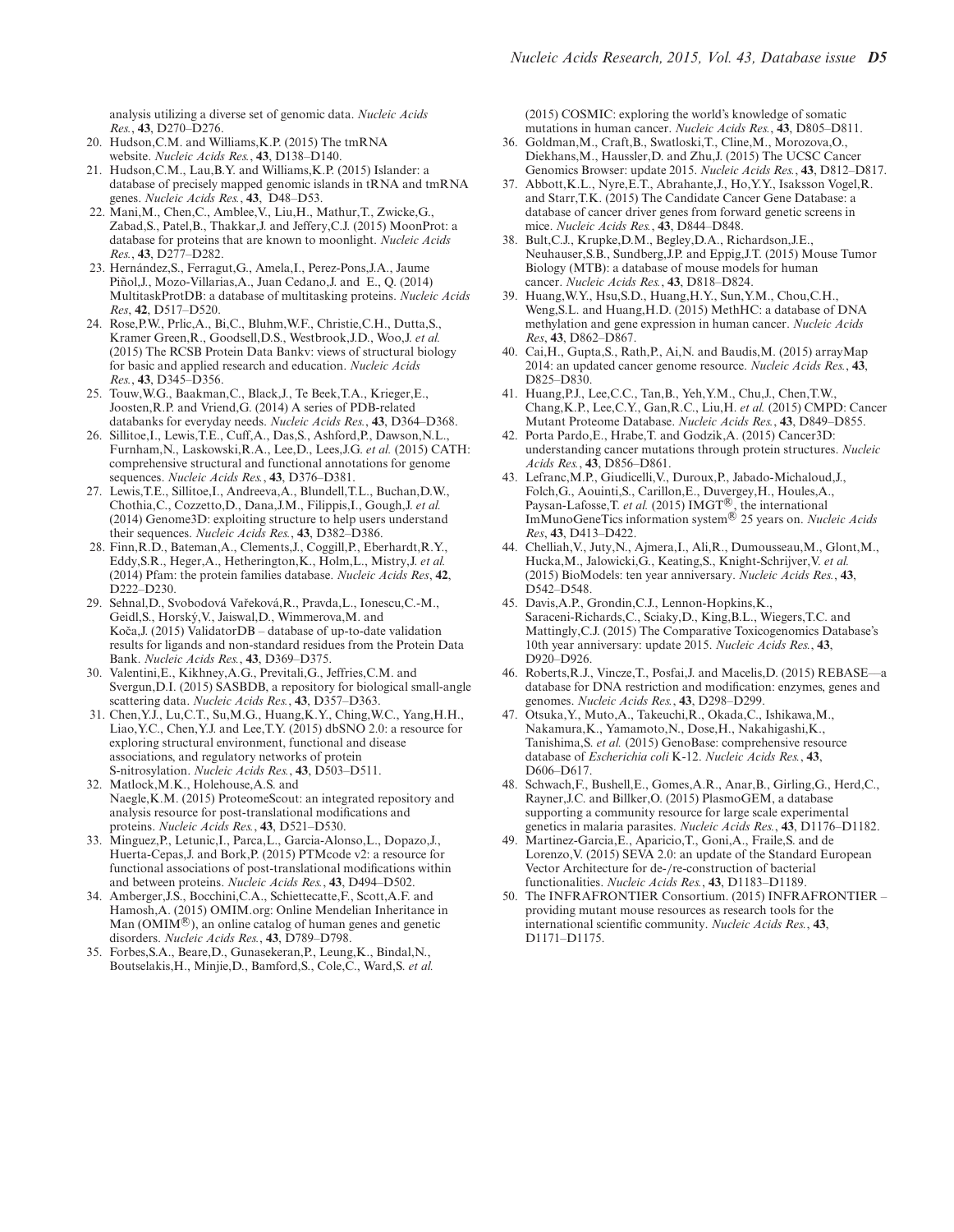analysis utilizing a diverse set of genomic data. *Nucleic Acids Res.*, **43**, D270–D276.

20. Hudson,C.M. and Williams,K.P. (2015) The tmRNA website. *Nucleic Acids Res.*, **43**, D138–D140.
21. Hudson,C.M., Lau,B.Y. and Williams,K.P. (2015) Islander: a database of precisely mapped genomic islands in tRNA and tmRNA genes. *Nucleic Acids Res.*, **43**, D48–D53.
22. Mani,M., Chen,C., Amblee,V., Liu,H., Mathur,T., Zwicke,G., Zabad,S., Patel,B., Thakkar,J. and Jeffery,C.J. (2015) MoonProt: a database for proteins that are known to moonlight. *Nucleic Acids Res.*, **43**, D277–D282.
23. Hernández,S., Ferragut,G., Amela,I., Perez-Pons,J.A., Jaume Piñol,J., Mozo-Villarias,A., Juan Cedano,J. and E., Q. (2014) MultitaskProtDB: a database of multitasking proteins. *Nucleic Acids Res*, **42**, D517–D520.
24. Rose,P.W., Prlic,A., Bi,C., Bluhm,W.F., Christie,C.H., Dutta,S., Kramer Green,R., Goodsell,D.S., Westbrook,J.D., Woo,J. *et al.* (2015) The RCSB Protein Data Bankv: views of structural biology for basic and applied research and education. *Nucleic Acids Res.*, **43**, D345–D356.
25. Touw,W.G., Baakman,C., Black,J., Te Beek,T.A., Krieger,E., Joosten,R.P. and Vriend,G. (2014) A series of PDB-related databanks for everyday needs. *Nucleic Acids Res.*, **43**, D364–D368.
26. Sillitoe,I., Lewis,T.E., Cuff,A., Das,S., Ashford,P., Dawson,N.L., Furnham,N., Laskowski,R.A., Lee,D., Lees,J.G. *et al.* (2015) CATH: comprehensive structural and functional annotations for genome sequences. *Nucleic Acids Res.*, **43**, D376–D381.
27. Lewis,T.E., Sillitoe,I., Andreeva,A., Blundell,T.L., Buchan,D.W., Chothia,C., Cozzetto,D., Dana,J.M., Filippis,I., Gough,J. *et al.* (2014) Genome3D: exploiting structure to help users understand their sequences. *Nucleic Acids Res.*, **43**, D382–D386.
28. Finn,R.D., Bateman,A., Clements,J., Coggill,P., Eberhardt,R.Y., Eddy,S.R., Heger,A., Hetherington,K., Holm,L., Mistry,J. *et al.* (2014) Pfam: the protein families database. *Nucleic Acids Res*, **42**, D222–D230.
29. Sehnal,D., Svobodová Vařeková,R., Pravda,L., Ionescu,C.-M., Geidl,S., Horský,V., Jaiswal,D., Wimmerova,M. and Koča,J. (2015) ValidatorDB – database of up-to-date validation results for ligands and non-standard residues from the Protein Data Bank. *Nucleic Acids Res.*, **43**, D369–D375.
30. Valentini,E., Kikhney,A.G., Previtali,G., Jeffries,C.M. and Svergun,D.I. (2015) SASBDB, a repository for biological small-angle scattering data. *Nucleic Acids Res.*, **43**, D357–D363.
31. Chen,Y.J., Lu,C.T., Su,M.G., Huang,K.Y., Ching,W.C., Yang,H.H., Liao,Y.C., Chen,Y.J. and Lee,T.Y. (2015) dbSNO 2.0: a resource for exploring structural environment, functional and disease associations, and regulatory networks of protein S-nitrosylation. *Nucleic Acids Res.*, **43**, D503–D511.
32. Matlock,M.K., Holehouse,A.S. and Naegle,K.M. (2015) ProteomeScout: an integrated repository and analysis resource for post-translational modifications and proteins. *Nucleic Acids Res.*, **43**, D521–D530.
33. Minguez,P., Letunic,I., Parca,L., Garcia-Alonso,L., Dopazo,J., Huerta-Cepas,J. and Bork,P. (2015) PTMcode v2: a resource for functional associations of post-translational modifications within and between proteins. *Nucleic Acids Res.*, **43**, D494–D502.
34. Amberger,J.S., Bocchini,C.A., Schiettecatte,F., Scott,A.F. and Hamosh,A. (2015) OMIM.org: Online Mendelian Inheritance in Man (OMIM®), an online catalog of human genes and genetic disorders. *Nucleic Acids Res.*, **43**, D789–D798.
35. Forbes,S.A., Beare,D., Gunasekeran,P., Leung,K., Bindal,N., Boutselakis,H., Minjie,D., Bamford,S., Cole,C., Ward,S. *et al.* (2015) COSMIC: exploring the world's knowledge of somatic mutations in human cancer. *Nucleic Acids Res.*, **43**, D805–D811.
36. Goldman,M., Craft,B., Swatloski,T., Cline,M., Morozova,O., Diekhans,M., Haussler,D. and Zhu,J. (2015) The UCSC Cancer Genomics Browser: update 2015. *Nucleic Acids Res.*, **43**, D812–D817.
37. Abbott,K.L., Nyre,E.T., Abrahante,J., Ho,Y.Y., Isaksson Vogel,R. and Starr,T.K. (2015) The Candidate Cancer Gene Database: a database of cancer driver genes from forward genetic screens in mice. *Nucleic Acids Res.*, **43**, D844–D848.
38. Bult,C.J., Krupke,D.M., Begley,D.A., Richardson,J.E., Neuhauser,S.B., Sundberg,J.P. and Eppig,J.T. (2015) Mouse Tumor Biology (MTB): a database of mouse models for human cancer. *Nucleic Acids Res.*, **43**, D818–D824.
39. Huang,W.Y., Hsu,S.D., Huang,H.Y., Sun,Y.M., Chou,C.H., Weng,S.L. and Huang,H.D. (2015) MethHC: a database of DNA methylation and gene expression in human cancer. *Nucleic Acids Res*, **43**, D862–D867.
40. Cai,H., Gupta,S., Rath,P., Ai,N. and Baudis,M. (2015) arrayMap 2014: an updated cancer genome resource. *Nucleic Acids Res.*, **43**, D825–D830.
41. Huang,P.J., Lee,C.C., Tan,B., Yeh,Y.M., Chu,J., Chen,T.W., Chang,K.P., Lee,C.Y., Gan,R.C., Liu,H. *et al.* (2015) CMPD: Cancer Mutant Proteome Database. *Nucleic Acids Res.*, **43**, D849–D855.
42. Porta Pardo,E., Hrabe,T. and Godzik,A. (2015) Cancer3D: understanding cancer mutations through protein structures. *Nucleic Acids Res.*, **43**, D856–D861.
43. Lefranc,M.P., Giudicelli,V., Duroux,P., Jabado-Michaloud,J., Folch,G., Aouinti,S., Carillon,E., Duvergey,H., Houles,A., Paysan-Lafosse,T. *et al.* (2015) IMGT®, the international ImMunoGeneTics information system® 25 years on. *Nucleic Acids Res*, **43**, D413–D422.
44. Chelliah,V., Juty,N., Ajmera,I., Ali,R., Dumousseau,M., Glont,M., Hucka,M., Jalowicki,G., Keating,S., Knight-Schrijver,V. *et al.* (2015) BioModels: ten year anniversary. *Nucleic Acids Res.*, **43**, D542–D548.
45. Davis,A.P., Grondin,C.J., Lennon-Hopkins,K., Saraceni-Richards,C., Sciaky,D., King,B.L., Wiegers,T.C. and Mattingly,C.J. (2015) The Comparative Toxicogenomics Database's 10th year anniversary: update 2015. *Nucleic Acids Res.*, **43**, D920–D926.
46. Roberts,R.J., Vincze,T., Posfai,J. and Macelis,D. (2015) REBASE—a database for DNA restriction and modification: enzymes, genes and genomes. *Nucleic Acids Res.*, **43**, D298–D299.
47. Otsuka,Y., Muto,A., Takeuchi,R., Okada,C., Ishikawa,M., Nakamura,K., Yamamoto,N., Dose,H., Nakahigashi,K., Tanishima,S. *et al.* (2015) GenoBase: comprehensive resource database of *Escherichia coli* K-12. *Nucleic Acids Res.*, **43**, D606–D617.
48. Schwach,F., Bushell,E., Gomes,A.R., Anar,B., Girling,G., Herd,C., Rayner,J.C. and Billker,O. (2015) PlasmoGEM, a database supporting a community resource for large scale experimental genetics in malaria parasites. *Nucleic Acids Res.*, **43**, D1176–D1182.
49. Martinez-Garcia,E., Aparicio,T., Goni,A., Fraile,S. and de Lorenzo,V. (2015) SEVA 2.0: an update of the Standard European Vector Architecture for de-/re-construction of bacterial functionalities. *Nucleic Acids Res.*, **43**, D1183–D1189.
50. The INFRAFRONTIER Consortium. (2015) INFRAFRONTIER – providing mutant mouse resources as research tools for the international scientific community. *Nucleic Acids Res.*, **43**, D1171–D1175.